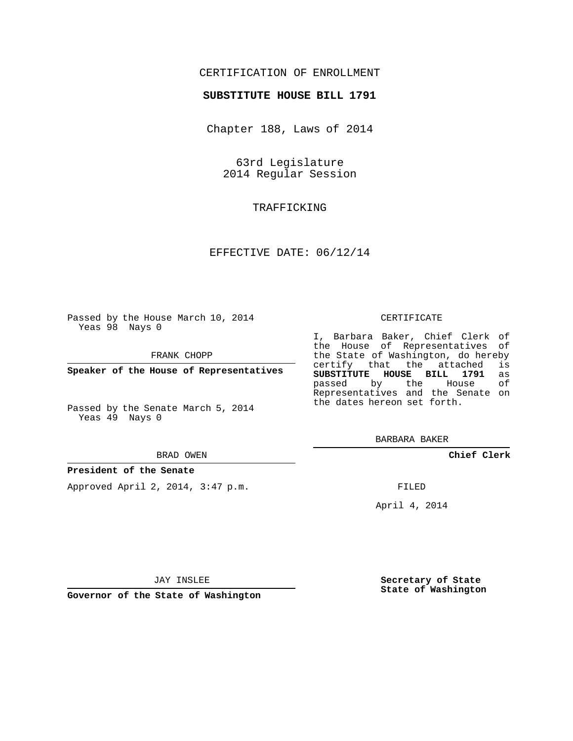CERTIFICATION OF ENROLLMENT

**SUBSTITUTE HOUSE BILL 1791**

Chapter 188, Laws of 2014

63rd Legislature
2014 Regular Session

TRAFFICKING

EFFECTIVE DATE: 06/12/14

Passed by the House March 10, 2014
Yeas 98 Nays 0

FRANK CHOPP

**Speaker of the House of Representatives**

Passed by the Senate March 5, 2014
Yeas 49 Nays 0

BRAD OWEN

**President of the Senate**

Approved April 2, 2014, 3:47 p.m.

JAY INSLEE

**Governor of the State of Washington**

CERTIFICATE

I, Barbara Baker, Chief Clerk of the House of Representatives of the State of Washington, do hereby certify that the attached is **SUBSTITUTE HOUSE BILL 1791** as passed by the House of Representatives and the Senate on the dates hereon set forth.

BARBARA BAKER

**Chief Clerk**

FILED

April 4, 2014

**Secretary of State**
**State of Washington**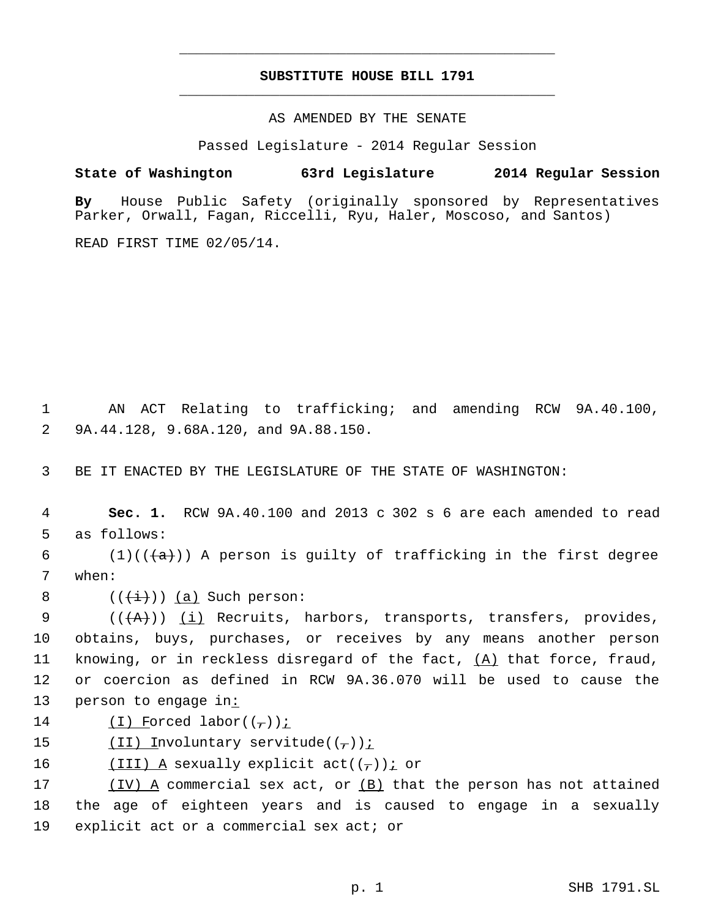# SUBSTITUTE HOUSE BILL 1791

AS AMENDED BY THE SENATE

Passed Legislature - 2014 Regular Session

**State of Washington 63rd Legislature 2014 Regular Session**

**By** House Public Safety (originally sponsored by Representatives Parker, Orwall, Fagan, Riccelli, Ryu, Haler, Moscoso, and Santos)

READ FIRST TIME 02/05/14.

1 AN ACT Relating to trafficking; and amending RCW 9A.40.100,
2 9A.44.128, 9.68A.120, and 9A.88.150.

3 BE IT ENACTED BY THE LEGISLATURE OF THE STATE OF WASHINGTON:

4 **Sec. 1.** RCW 9A.40.100 and 2013 c 302 s 6 are each amended to read
5 as follows:
6 (1)((~~(a)~~)) A person is guilty of trafficking in the first degree
7 when:
8 ((~~(i)~~)) (a) Such person:
9 ((~~(A)~~)) (i) Recruits, harbors, transports, transfers, provides,
10 obtains, buys, purchases, or receives by any means another person
11 knowing, or in reckless disregard of the fact, (A) that force, fraud,
12 or coercion as defined in RCW 9A.36.070 will be used to cause the
13 person to engage in:
14 (I) Forced labor((~~,~~));
15 (II) Involuntary servitude((~~,~~));
16 (III) A sexually explicit act((~~,~~)); or
17 (IV) A commercial sex act, or (B) that the person has not attained
18 the age of eighteen years and is caused to engage in a sexually
19 explicit act or a commercial sex act; or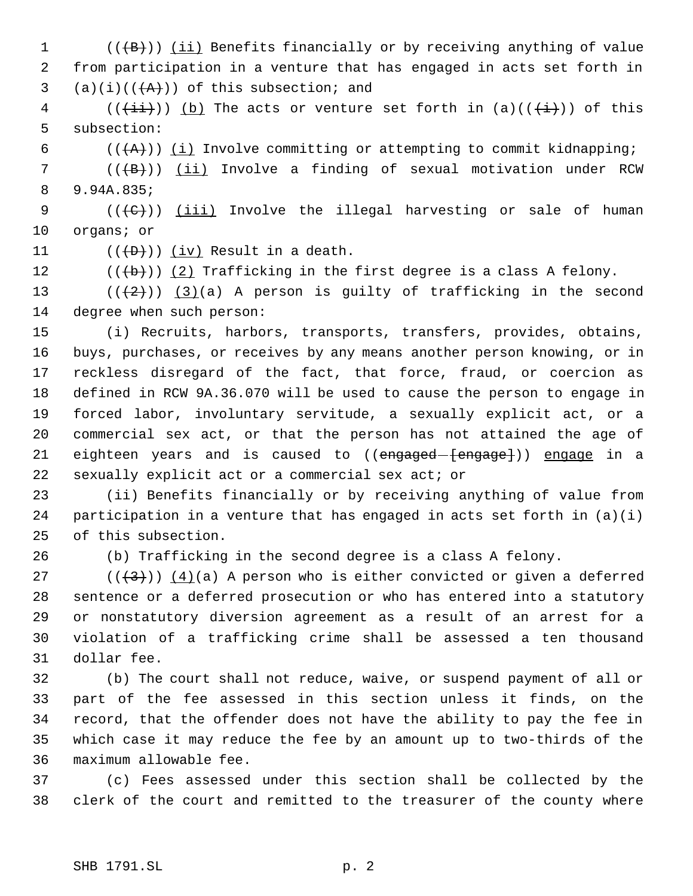(((B))) (ii) Benefits financially or by receiving anything of value from participation in a venture that has engaged in acts set forth in (a)(i)(((A))) of this subsection; and

(((ii))) (b) The acts or venture set forth in (a)(((i))) of this subsection:

(((A))) (i) Involve committing or attempting to commit kidnapping;

(((B))) (ii) Involve a finding of sexual motivation under RCW 9.94A.835;

(((C))) (iii) Involve the illegal harvesting or sale of human organs; or

(((D))) (iv) Result in a death.

(((b))) (2) Trafficking in the first degree is a class A felony.

(((2))) (3)(a) A person is guilty of trafficking in the second degree when such person:

(i) Recruits, harbors, transports, transfers, provides, obtains, buys, purchases, or receives by any means another person knowing, or in reckless disregard of the fact, that force, fraud, or coercion as defined in RCW 9A.36.070 will be used to cause the person to engage in forced labor, involuntary servitude, a sexually explicit act, or a commercial sex act, or that the person has not attained the age of eighteen years and is caused to ((engaged [engage])) engage in a sexually explicit act or a commercial sex act; or

(ii) Benefits financially or by receiving anything of value from participation in a venture that has engaged in acts set forth in (a)(i) of this subsection.

(b) Trafficking in the second degree is a class A felony.

(((3))) (4)(a) A person who is either convicted or given a deferred sentence or a deferred prosecution or who has entered into a statutory or nonstatutory diversion agreement as a result of an arrest for a violation of a trafficking crime shall be assessed a ten thousand dollar fee.

(b) The court shall not reduce, waive, or suspend payment of all or part of the fee assessed in this section unless it finds, on the record, that the offender does not have the ability to pay the fee in which case it may reduce the fee by an amount up to two-thirds of the maximum allowable fee.

(c) Fees assessed under this section shall be collected by the clerk of the court and remitted to the treasurer of the county where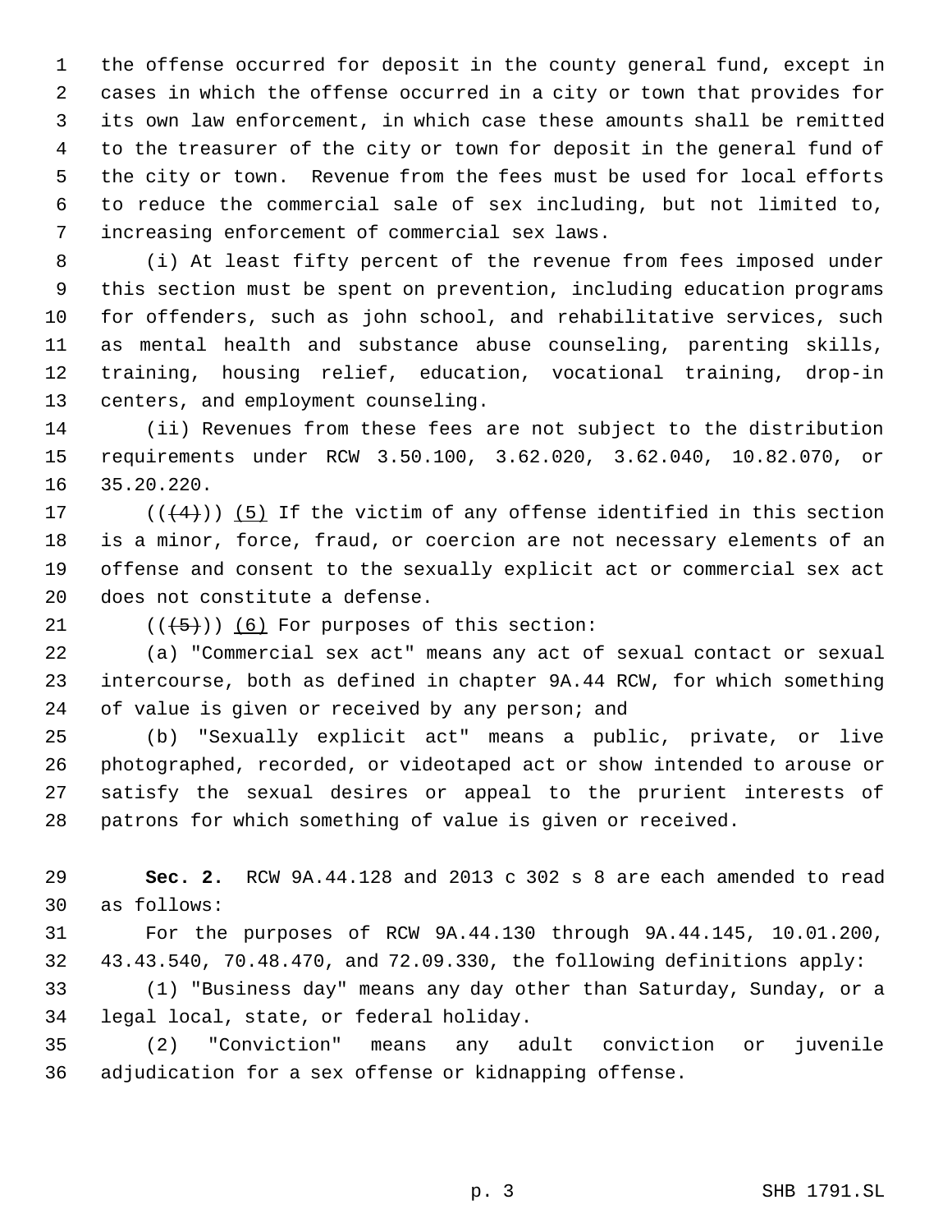the offense occurred for deposit in the county general fund, except in cases in which the offense occurred in a city or town that provides for its own law enforcement, in which case these amounts shall be remitted to the treasurer of the city or town for deposit in the general fund of the city or town. Revenue from the fees must be used for local efforts to reduce the commercial sale of sex including, but not limited to, increasing enforcement of commercial sex laws.

(i) At least fifty percent of the revenue from fees imposed under this section must be spent on prevention, including education programs for offenders, such as john school, and rehabilitative services, such as mental health and substance abuse counseling, parenting skills, training, housing relief, education, vocational training, drop-in centers, and employment counseling.

(ii) Revenues from these fees are not subject to the distribution requirements under RCW 3.50.100, 3.62.020, 3.62.040, 10.82.070, or 35.20.220.

(((4))) (5) If the victim of any offense identified in this section is a minor, force, fraud, or coercion are not necessary elements of an offense and consent to the sexually explicit act or commercial sex act does not constitute a defense.

(((5))) (6) For purposes of this section:

(a) "Commercial sex act" means any act of sexual contact or sexual intercourse, both as defined in chapter 9A.44 RCW, for which something of value is given or received by any person; and

(b) "Sexually explicit act" means a public, private, or live photographed, recorded, or videotaped act or show intended to arouse or satisfy the sexual desires or appeal to the prurient interests of patrons for which something of value is given or received.

**Sec. 2.** RCW 9A.44.128 and 2013 c 302 s 8 are each amended to read as follows:

For the purposes of RCW 9A.44.130 through 9A.44.145, 10.01.200, 43.43.540, 70.48.470, and 72.09.330, the following definitions apply:

(1) "Business day" means any day other than Saturday, Sunday, or a legal local, state, or federal holiday.

(2) "Conviction" means any adult conviction or juvenile adjudication for a sex offense or kidnapping offense.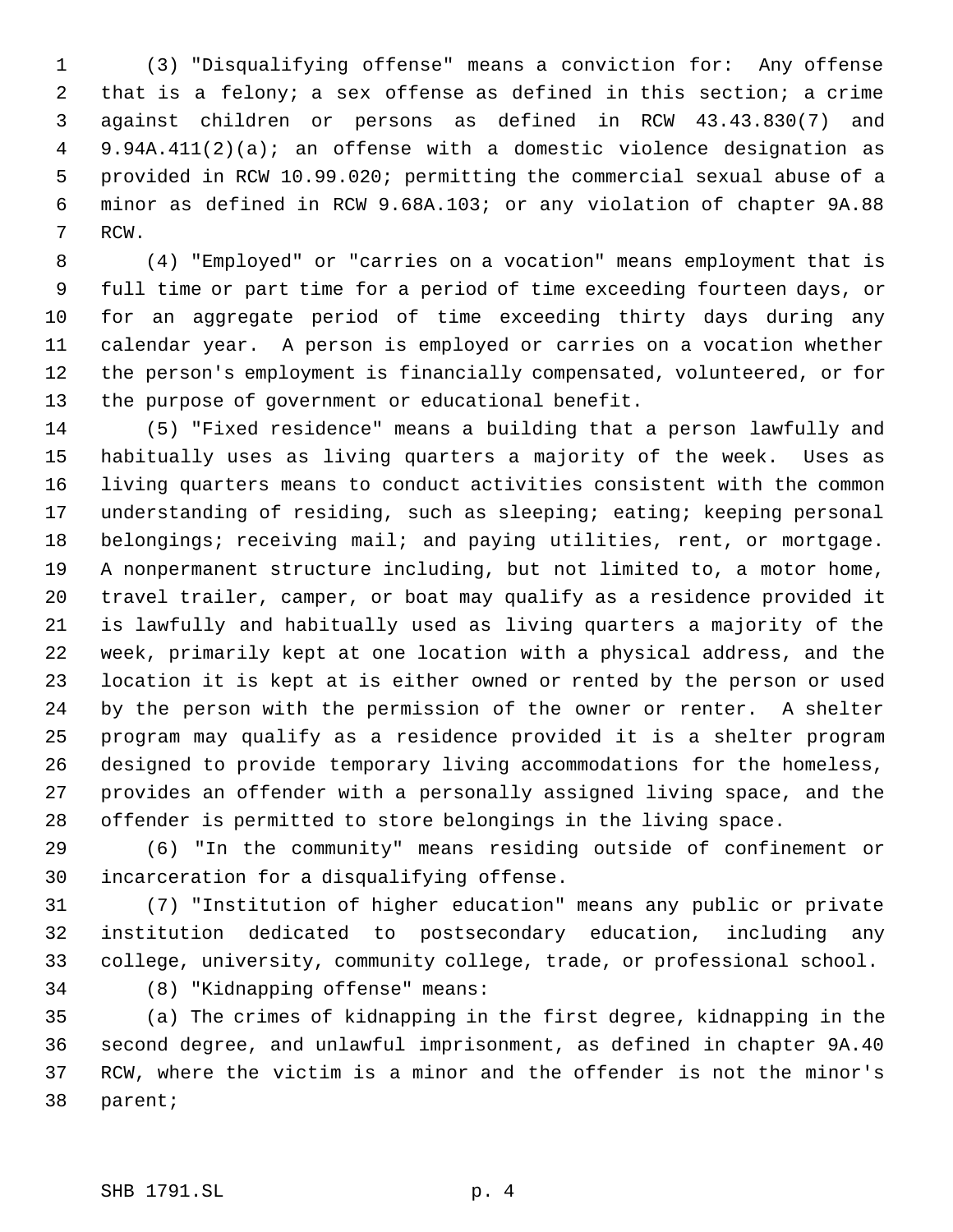(3) "Disqualifying offense" means a conviction for: Any offense that is a felony; a sex offense as defined in this section; a crime against children or persons as defined in RCW 43.43.830(7) and 9.94A.411(2)(a); an offense with a domestic violence designation as provided in RCW 10.99.020; permitting the commercial sexual abuse of a minor as defined in RCW 9.68A.103; or any violation of chapter 9A.88 RCW.

(4) "Employed" or "carries on a vocation" means employment that is full time or part time for a period of time exceeding fourteen days, or for an aggregate period of time exceeding thirty days during any calendar year. A person is employed or carries on a vocation whether the person's employment is financially compensated, volunteered, or for the purpose of government or educational benefit.

(5) "Fixed residence" means a building that a person lawfully and habitually uses as living quarters a majority of the week. Uses as living quarters means to conduct activities consistent with the common understanding of residing, such as sleeping; eating; keeping personal belongings; receiving mail; and paying utilities, rent, or mortgage. A nonpermanent structure including, but not limited to, a motor home, travel trailer, camper, or boat may qualify as a residence provided it is lawfully and habitually used as living quarters a majority of the week, primarily kept at one location with a physical address, and the location it is kept at is either owned or rented by the person or used by the person with the permission of the owner or renter. A shelter program may qualify as a residence provided it is a shelter program designed to provide temporary living accommodations for the homeless, provides an offender with a personally assigned living space, and the offender is permitted to store belongings in the living space.

(6) "In the community" means residing outside of confinement or incarceration for a disqualifying offense.

(7) "Institution of higher education" means any public or private institution dedicated to postsecondary education, including any college, university, community college, trade, or professional school.

(8) "Kidnapping offense" means:

(a) The crimes of kidnapping in the first degree, kidnapping in the second degree, and unlawful imprisonment, as defined in chapter 9A.40 RCW, where the victim is a minor and the offender is not the minor's parent;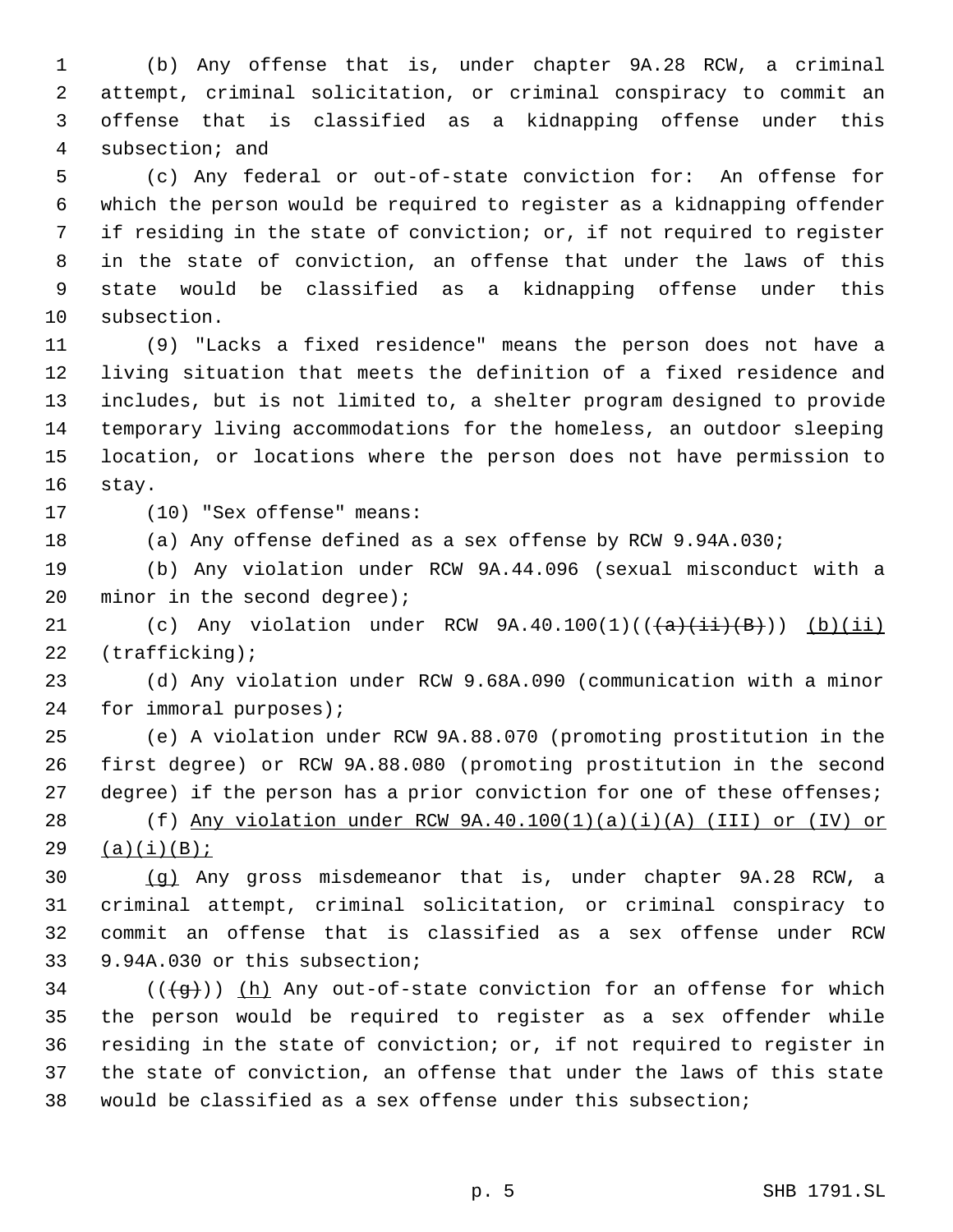(b) Any offense that is, under chapter 9A.28 RCW, a criminal attempt, criminal solicitation, or criminal conspiracy to commit an offense that is classified as a kidnapping offense under this subsection; and

(c) Any federal or out-of-state conviction for: An offense for which the person would be required to register as a kidnapping offender if residing in the state of conviction; or, if not required to register in the state of conviction, an offense that under the laws of this state would be classified as a kidnapping offense under this subsection.

(9) "Lacks a fixed residence" means the person does not have a living situation that meets the definition of a fixed residence and includes, but is not limited to, a shelter program designed to provide temporary living accommodations for the homeless, an outdoor sleeping location, or locations where the person does not have permission to stay.

(10) "Sex offense" means:

(a) Any offense defined as a sex offense by RCW 9.94A.030;

(b) Any violation under RCW 9A.44.096 (sexual misconduct with a minor in the second degree);

(c) Any violation under RCW 9A.40.100(1)((~~(a)(ii)(B)~~)) <u>(b)(ii)</u> (trafficking);

(d) Any violation under RCW 9.68A.090 (communication with a minor for immoral purposes);

(e) A violation under RCW 9A.88.070 (promoting prostitution in the first degree) or RCW 9A.88.080 (promoting prostitution in the second degree) if the person has a prior conviction for one of these offenses;

(f) <u>Any violation under RCW 9A.40.100(1)(a)(i)(A) (III) or (IV) or (a)(i)(B);</u>

<u>(g)</u> Any gross misdemeanor that is, under chapter 9A.28 RCW, a criminal attempt, criminal solicitation, or criminal conspiracy to commit an offense that is classified as a sex offense under RCW 9.94A.030 or this subsection;

((~~(g)~~)) <u>(h)</u> Any out-of-state conviction for an offense for which the person would be required to register as a sex offender while residing in the state of conviction; or, if not required to register in the state of conviction, an offense that under the laws of this state would be classified as a sex offense under this subsection;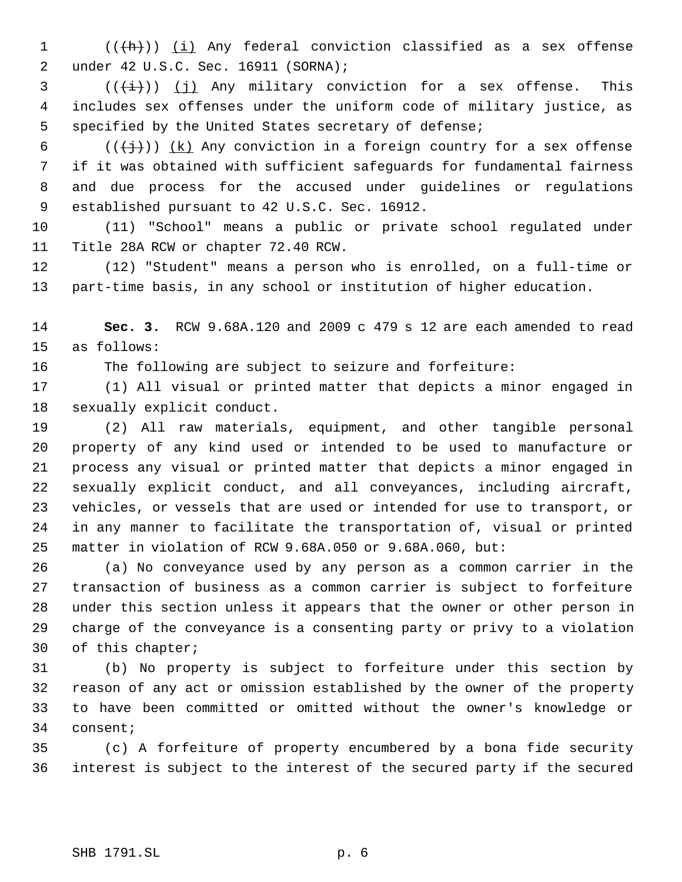((~~(h)~~)) (i) Any federal conviction classified as a sex offense under 42 U.S.C. Sec. 16911 (SORNA);

((~~(i)~~)) (j) Any military conviction for a sex offense. This includes sex offenses under the uniform code of military justice, as specified by the United States secretary of defense;

((~~(j)~~)) (k) Any conviction in a foreign country for a sex offense if it was obtained with sufficient safeguards for fundamental fairness and due process for the accused under guidelines or regulations established pursuant to 42 U.S.C. Sec. 16912.

(11) "School" means a public or private school regulated under Title 28A RCW or chapter 72.40 RCW.

(12) "Student" means a person who is enrolled, on a full-time or part-time basis, in any school or institution of higher education.

**Sec. 3.** RCW 9.68A.120 and 2009 c 479 s 12 are each amended to read as follows:

The following are subject to seizure and forfeiture:

(1) All visual or printed matter that depicts a minor engaged in sexually explicit conduct.

(2) All raw materials, equipment, and other tangible personal property of any kind used or intended to be used to manufacture or process any visual or printed matter that depicts a minor engaged in sexually explicit conduct, and all conveyances, including aircraft, vehicles, or vessels that are used or intended for use to transport, or in any manner to facilitate the transportation of, visual or printed matter in violation of RCW 9.68A.050 or 9.68A.060, but:

(a) No conveyance used by any person as a common carrier in the transaction of business as a common carrier is subject to forfeiture under this section unless it appears that the owner or other person in charge of the conveyance is a consenting party or privy to a violation of this chapter;

(b) No property is subject to forfeiture under this section by reason of any act or omission established by the owner of the property to have been committed or omitted without the owner's knowledge or consent;

(c) A forfeiture of property encumbered by a bona fide security interest is subject to the interest of the secured party if the secured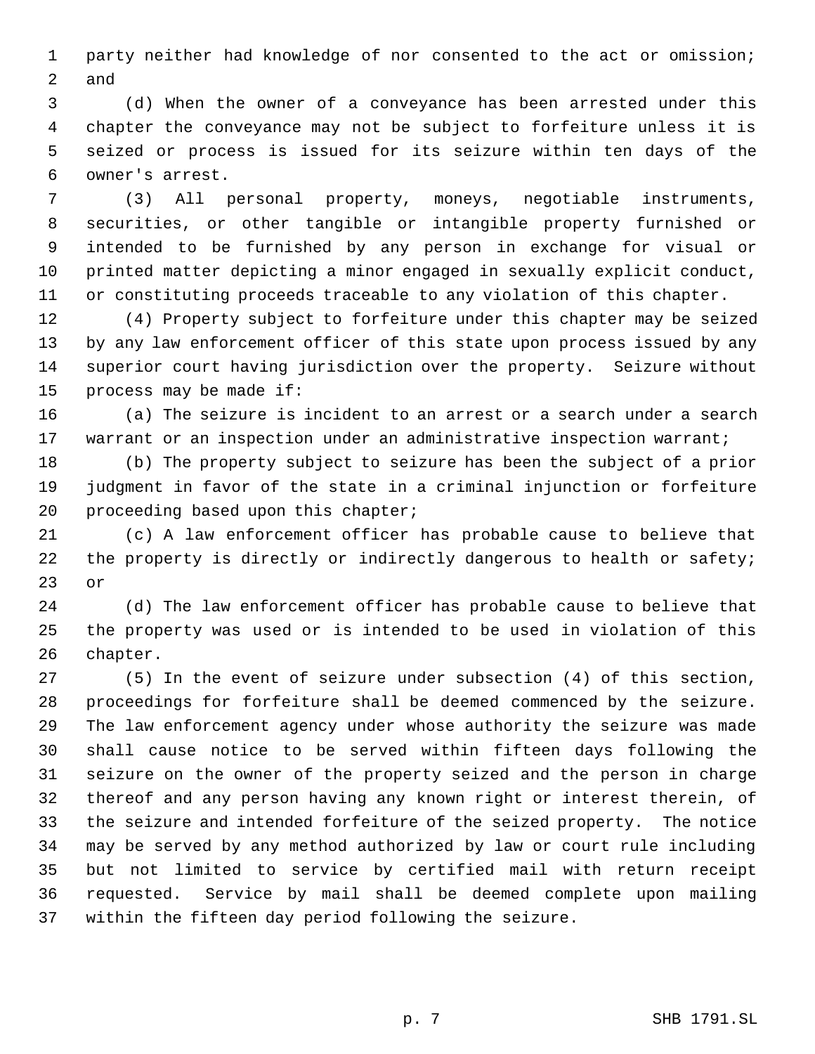party neither had knowledge of nor consented to the act or omission; and

(d) When the owner of a conveyance has been arrested under this chapter the conveyance may not be subject to forfeiture unless it is seized or process is issued for its seizure within ten days of the owner's arrest.

(3) All personal property, moneys, negotiable instruments, securities, or other tangible or intangible property furnished or intended to be furnished by any person in exchange for visual or printed matter depicting a minor engaged in sexually explicit conduct, or constituting proceeds traceable to any violation of this chapter.

(4) Property subject to forfeiture under this chapter may be seized by any law enforcement officer of this state upon process issued by any superior court having jurisdiction over the property. Seizure without process may be made if:

(a) The seizure is incident to an arrest or a search under a search warrant or an inspection under an administrative inspection warrant;

(b) The property subject to seizure has been the subject of a prior judgment in favor of the state in a criminal injunction or forfeiture proceeding based upon this chapter;

(c) A law enforcement officer has probable cause to believe that the property is directly or indirectly dangerous to health or safety; or

(d) The law enforcement officer has probable cause to believe that the property was used or is intended to be used in violation of this chapter.

(5) In the event of seizure under subsection (4) of this section, proceedings for forfeiture shall be deemed commenced by the seizure. The law enforcement agency under whose authority the seizure was made shall cause notice to be served within fifteen days following the seizure on the owner of the property seized and the person in charge thereof and any person having any known right or interest therein, of the seizure and intended forfeiture of the seized property. The notice may be served by any method authorized by law or court rule including but not limited to service by certified mail with return receipt requested. Service by mail shall be deemed complete upon mailing within the fifteen day period following the seizure.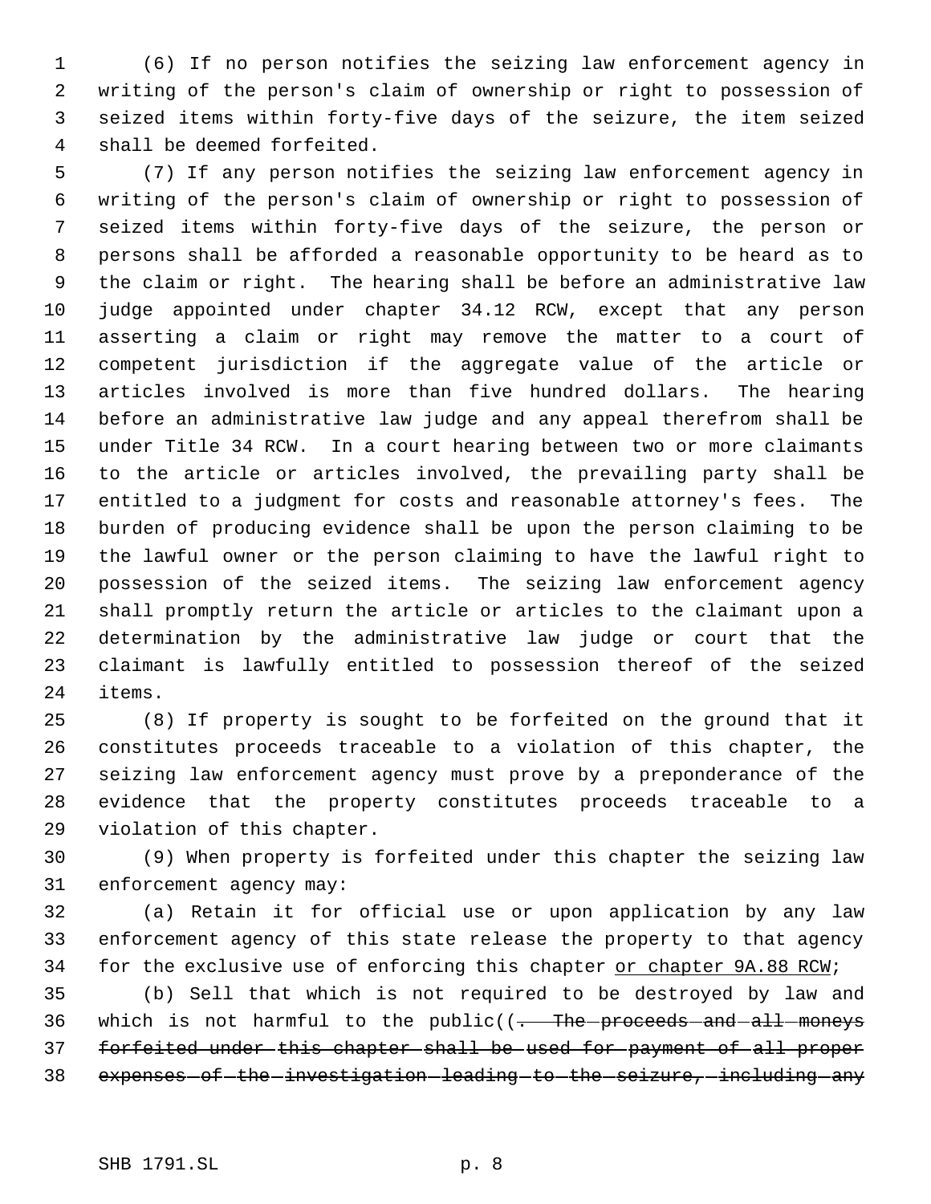(6) If no person notifies the seizing law enforcement agency in writing of the person's claim of ownership or right to possession of seized items within forty-five days of the seizure, the item seized shall be deemed forfeited.

(7) If any person notifies the seizing law enforcement agency in writing of the person's claim of ownership or right to possession of seized items within forty-five days of the seizure, the person or persons shall be afforded a reasonable opportunity to be heard as to the claim or right. The hearing shall be before an administrative law judge appointed under chapter 34.12 RCW, except that any person asserting a claim or right may remove the matter to a court of competent jurisdiction if the aggregate value of the article or articles involved is more than five hundred dollars. The hearing before an administrative law judge and any appeal therefrom shall be under Title 34 RCW. In a court hearing between two or more claimants to the article or articles involved, the prevailing party shall be entitled to a judgment for costs and reasonable attorney's fees. The burden of producing evidence shall be upon the person claiming to be the lawful owner or the person claiming to have the lawful right to possession of the seized items. The seizing law enforcement agency shall promptly return the article or articles to the claimant upon a determination by the administrative law judge or court that the claimant is lawfully entitled to possession thereof of the seized items.

(8) If property is sought to be forfeited on the ground that it constitutes proceeds traceable to a violation of this chapter, the seizing law enforcement agency must prove by a preponderance of the evidence that the property constitutes proceeds traceable to a violation of this chapter.

(9) When property is forfeited under this chapter the seizing law enforcement agency may:

(a) Retain it for official use or upon application by any law enforcement agency of this state release the property to that agency for the exclusive use of enforcing this chapter <u>or chapter 9A.88 RCW</u>;

(b) Sell that which is not required to be destroyed by law and which is not harmful to the public((~~. The proceeds and all moneys forfeited under this chapter shall be used for payment of all proper expenses of the investigation leading to the seizure, including any~~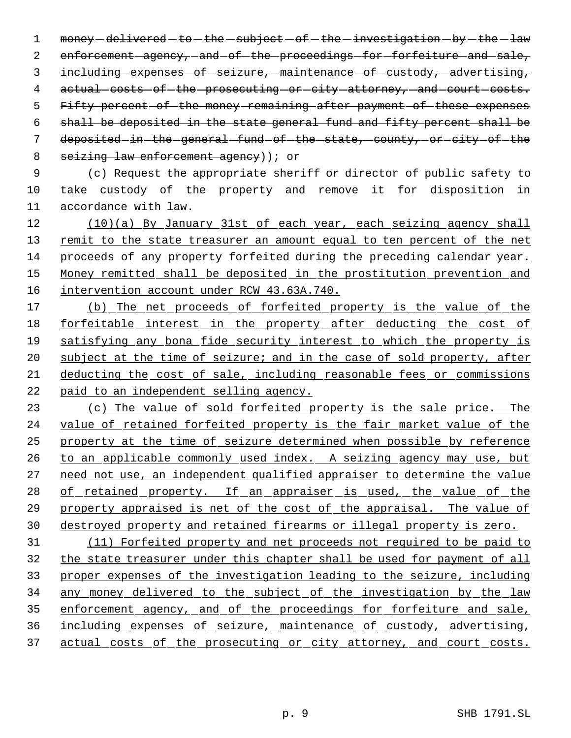~~money delivered to the subject of the investigation by the law enforcement agency, and of the proceedings for forfeiture and sale, including expenses of seizure, maintenance of custody, advertising, actual costs of the prosecuting or city attorney, and court costs. Fifty percent of the money remaining after payment of these expenses shall be deposited in the state general fund and fifty percent shall be deposited in the general fund of the state, county, or city of the seizing law enforcement agency~~)); or

(c) Request the appropriate sheriff or director of public safety to take custody of the property and remove it for disposition in accordance with law.

<u>(10)(a) By January 31st of each year, each seizing agency shall remit to the state treasurer an amount equal to ten percent of the net proceeds of any property forfeited during the preceding calendar year. Money remitted shall be deposited in the prostitution prevention and intervention account under RCW 43.63A.740.</u>

<u>(b) The net proceeds of forfeited property is the value of the forfeitable interest in the property after deducting the cost of satisfying any bona fide security interest to which the property is subject at the time of seizure; and in the case of sold property, after deducting the cost of sale, including reasonable fees or commissions paid to an independent selling agency.</u>

<u>(c) The value of sold forfeited property is the sale price. The value of retained forfeited property is the fair market value of the property at the time of seizure determined when possible by reference to an applicable commonly used index. A seizing agency may use, but need not use, an independent qualified appraiser to determine the value of retained property. If an appraiser is used, the value of the property appraised is net of the cost of the appraisal. The value of destroyed property and retained firearms or illegal property is zero.</u>

<u>(11) Forfeited property and net proceeds not required to be paid to the state treasurer under this chapter shall be used for payment of all proper expenses of the investigation leading to the seizure, including any money delivered to the subject of the investigation by the law enforcement agency, and of the proceedings for forfeiture and sale, including expenses of seizure, maintenance of custody, advertising, actual costs of the prosecuting or city attorney, and court costs.</u>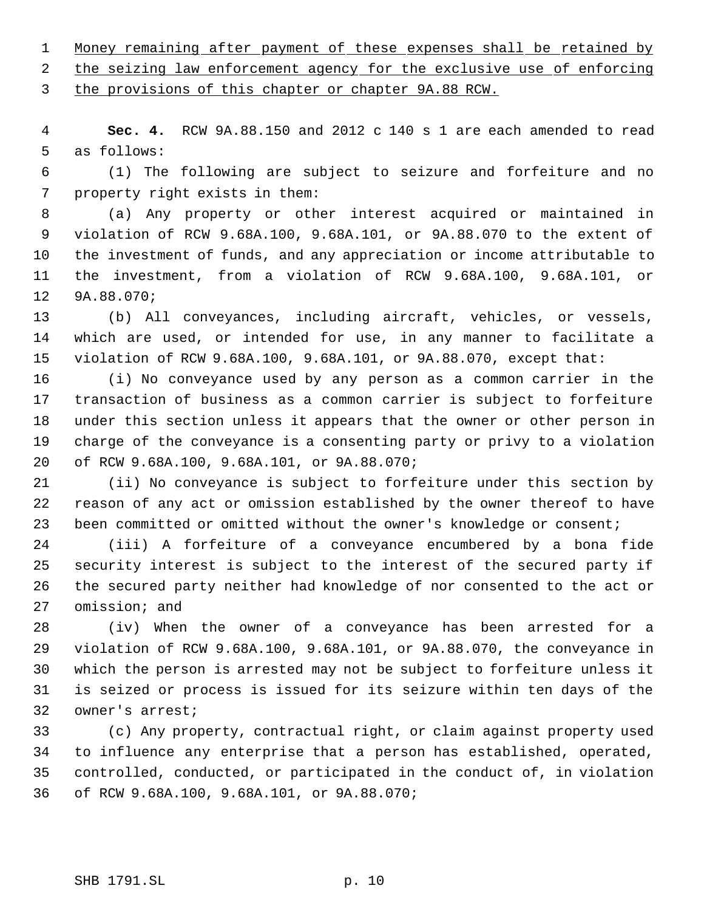Money remaining after payment of these expenses shall be retained by the seizing law enforcement agency for the exclusive use of enforcing the provisions of this chapter or chapter 9A.88 RCW.

**Sec. 4.** RCW 9A.88.150 and 2012 c 140 s 1 are each amended to read as follows:

(1) The following are subject to seizure and forfeiture and no property right exists in them:

(a) Any property or other interest acquired or maintained in violation of RCW 9.68A.100, 9.68A.101, or 9A.88.070 to the extent of the investment of funds, and any appreciation or income attributable to the investment, from a violation of RCW 9.68A.100, 9.68A.101, or 9A.88.070;

(b) All conveyances, including aircraft, vehicles, or vessels, which are used, or intended for use, in any manner to facilitate a violation of RCW 9.68A.100, 9.68A.101, or 9A.88.070, except that:

(i) No conveyance used by any person as a common carrier in the transaction of business as a common carrier is subject to forfeiture under this section unless it appears that the owner or other person in charge of the conveyance is a consenting party or privy to a violation of RCW 9.68A.100, 9.68A.101, or 9A.88.070;

(ii) No conveyance is subject to forfeiture under this section by reason of any act or omission established by the owner thereof to have been committed or omitted without the owner's knowledge or consent;

(iii) A forfeiture of a conveyance encumbered by a bona fide security interest is subject to the interest of the secured party if the secured party neither had knowledge of nor consented to the act or omission; and

(iv) When the owner of a conveyance has been arrested for a violation of RCW 9.68A.100, 9.68A.101, or 9A.88.070, the conveyance in which the person is arrested may not be subject to forfeiture unless it is seized or process is issued for its seizure within ten days of the owner's arrest;

(c) Any property, contractual right, or claim against property used to influence any enterprise that a person has established, operated, controlled, conducted, or participated in the conduct of, in violation of RCW 9.68A.100, 9.68A.101, or 9A.88.070;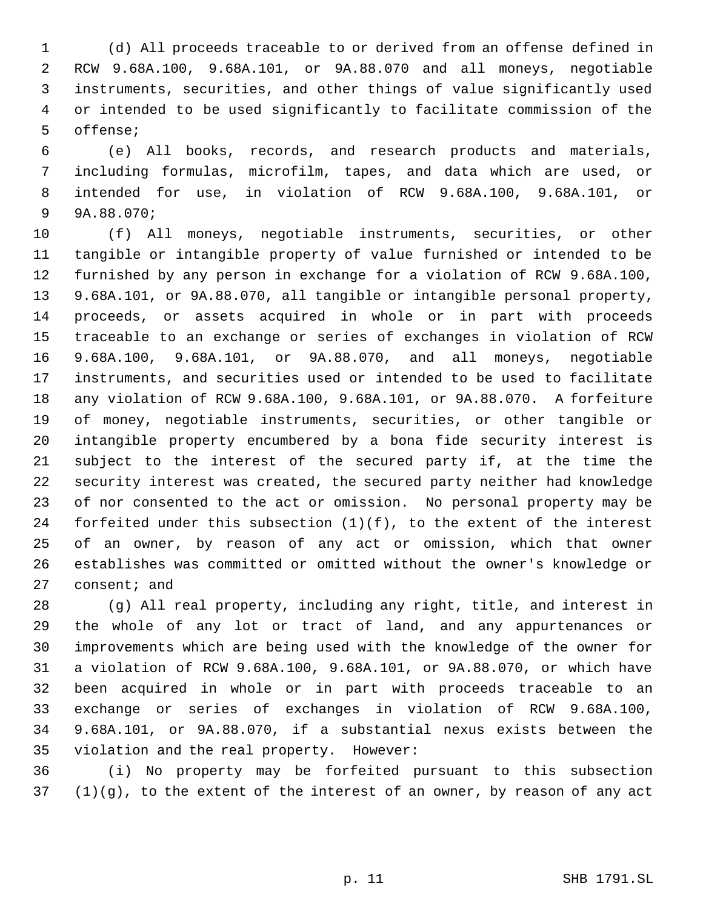(d) All proceeds traceable to or derived from an offense defined in RCW 9.68A.100, 9.68A.101, or 9A.88.070 and all moneys, negotiable instruments, securities, and other things of value significantly used or intended to be used significantly to facilitate commission of the offense;

(e) All books, records, and research products and materials, including formulas, microfilm, tapes, and data which are used, or intended for use, in violation of RCW 9.68A.100, 9.68A.101, or 9A.88.070;

(f) All moneys, negotiable instruments, securities, or other tangible or intangible property of value furnished or intended to be furnished by any person in exchange for a violation of RCW 9.68A.100, 9.68A.101, or 9A.88.070, all tangible or intangible personal property, proceeds, or assets acquired in whole or in part with proceeds traceable to an exchange or series of exchanges in violation of RCW 9.68A.100, 9.68A.101, or 9A.88.070, and all moneys, negotiable instruments, and securities used or intended to be used to facilitate any violation of RCW 9.68A.100, 9.68A.101, or 9A.88.070. A forfeiture of money, negotiable instruments, securities, or other tangible or intangible property encumbered by a bona fide security interest is subject to the interest of the secured party if, at the time the security interest was created, the secured party neither had knowledge of nor consented to the act or omission. No personal property may be forfeited under this subsection (1)(f), to the extent of the interest of an owner, by reason of any act or omission, which that owner establishes was committed or omitted without the owner's knowledge or consent; and

(g) All real property, including any right, title, and interest in the whole of any lot or tract of land, and any appurtenances or improvements which are being used with the knowledge of the owner for a violation of RCW 9.68A.100, 9.68A.101, or 9A.88.070, or which have been acquired in whole or in part with proceeds traceable to an exchange or series of exchanges in violation of RCW 9.68A.100, 9.68A.101, or 9A.88.070, if a substantial nexus exists between the violation and the real property. However:

(i) No property may be forfeited pursuant to this subsection (1)(g), to the extent of the interest of an owner, by reason of any act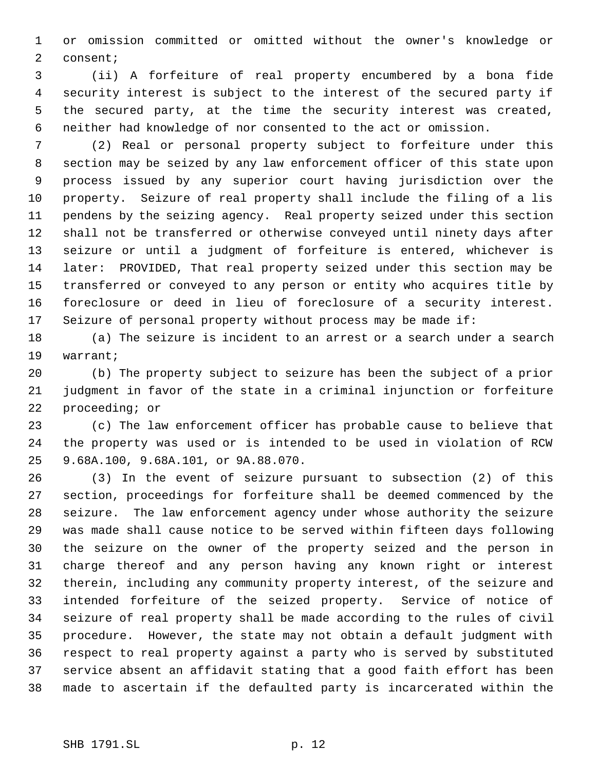or omission committed or omitted without the owner's knowledge or consent;

(ii) A forfeiture of real property encumbered by a bona fide security interest is subject to the interest of the secured party if the secured party, at the time the security interest was created, neither had knowledge of nor consented to the act or omission.

(2) Real or personal property subject to forfeiture under this section may be seized by any law enforcement officer of this state upon process issued by any superior court having jurisdiction over the property. Seizure of real property shall include the filing of a lis pendens by the seizing agency. Real property seized under this section shall not be transferred or otherwise conveyed until ninety days after seizure or until a judgment of forfeiture is entered, whichever is later: PROVIDED, That real property seized under this section may be transferred or conveyed to any person or entity who acquires title by foreclosure or deed in lieu of foreclosure of a security interest. Seizure of personal property without process may be made if:

(a) The seizure is incident to an arrest or a search under a search warrant;

(b) The property subject to seizure has been the subject of a prior judgment in favor of the state in a criminal injunction or forfeiture proceeding; or

(c) The law enforcement officer has probable cause to believe that the property was used or is intended to be used in violation of RCW 9.68A.100, 9.68A.101, or 9A.88.070.

(3) In the event of seizure pursuant to subsection (2) of this section, proceedings for forfeiture shall be deemed commenced by the seizure. The law enforcement agency under whose authority the seizure was made shall cause notice to be served within fifteen days following the seizure on the owner of the property seized and the person in charge thereof and any person having any known right or interest therein, including any community property interest, of the seizure and intended forfeiture of the seized property. Service of notice of seizure of real property shall be made according to the rules of civil procedure. However, the state may not obtain a default judgment with respect to real property against a party who is served by substituted service absent an affidavit stating that a good faith effort has been made to ascertain if the defaulted party is incarcerated within the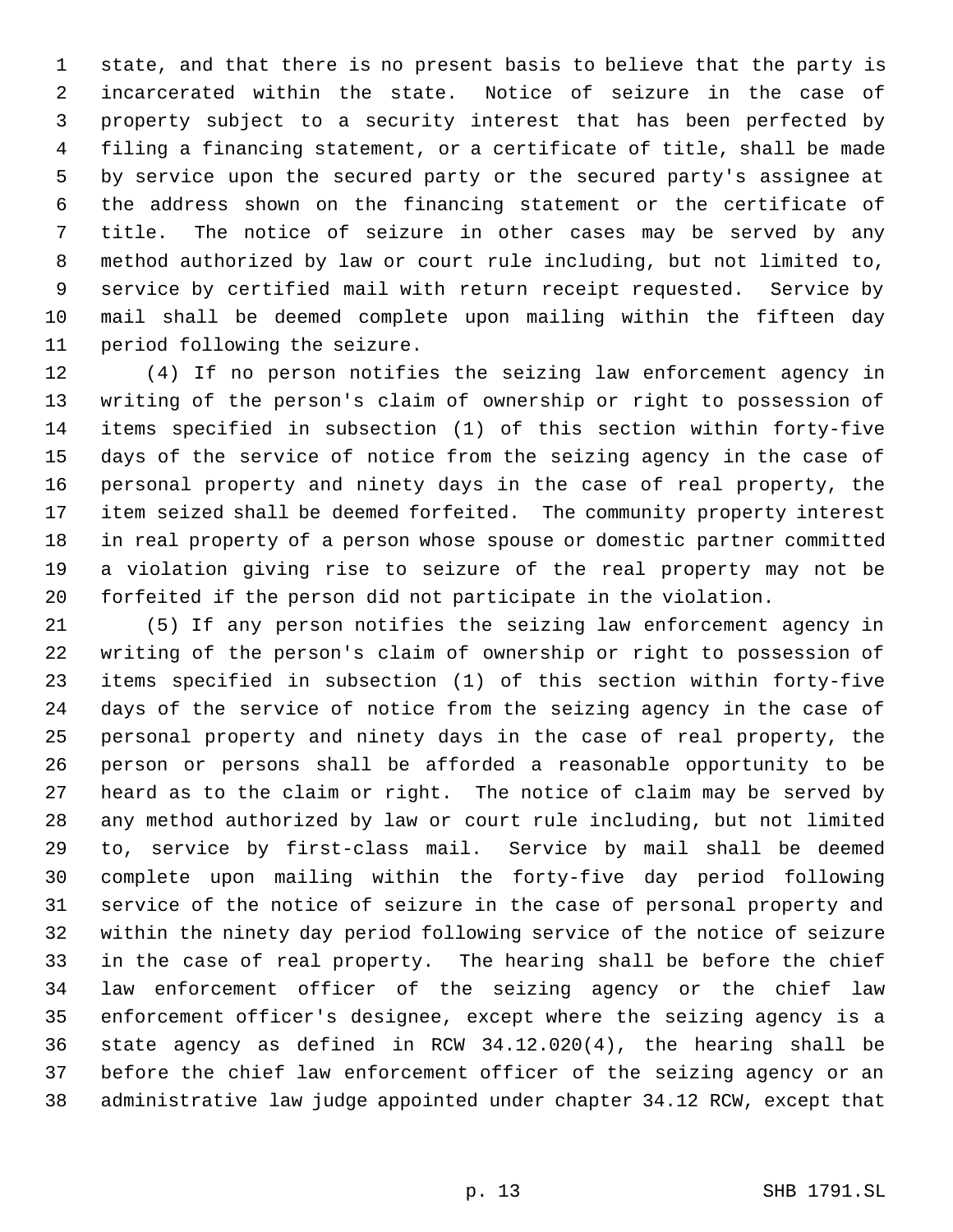state, and that there is no present basis to believe that the party is incarcerated within the state. Notice of seizure in the case of property subject to a security interest that has been perfected by filing a financing statement, or a certificate of title, shall be made by service upon the secured party or the secured party's assignee at the address shown on the financing statement or the certificate of title. The notice of seizure in other cases may be served by any method authorized by law or court rule including, but not limited to, service by certified mail with return receipt requested. Service by mail shall be deemed complete upon mailing within the fifteen day period following the seizure.

(4) If no person notifies the seizing law enforcement agency in writing of the person's claim of ownership or right to possession of items specified in subsection (1) of this section within forty-five days of the service of notice from the seizing agency in the case of personal property and ninety days in the case of real property, the item seized shall be deemed forfeited. The community property interest in real property of a person whose spouse or domestic partner committed a violation giving rise to seizure of the real property may not be forfeited if the person did not participate in the violation.

(5) If any person notifies the seizing law enforcement agency in writing of the person's claim of ownership or right to possession of items specified in subsection (1) of this section within forty-five days of the service of notice from the seizing agency in the case of personal property and ninety days in the case of real property, the person or persons shall be afforded a reasonable opportunity to be heard as to the claim or right. The notice of claim may be served by any method authorized by law or court rule including, but not limited to, service by first-class mail. Service by mail shall be deemed complete upon mailing within the forty-five day period following service of the notice of seizure in the case of personal property and within the ninety day period following service of the notice of seizure in the case of real property. The hearing shall be before the chief law enforcement officer of the seizing agency or the chief law enforcement officer's designee, except where the seizing agency is a state agency as defined in RCW 34.12.020(4), the hearing shall be before the chief law enforcement officer of the seizing agency or an administrative law judge appointed under chapter 34.12 RCW, except that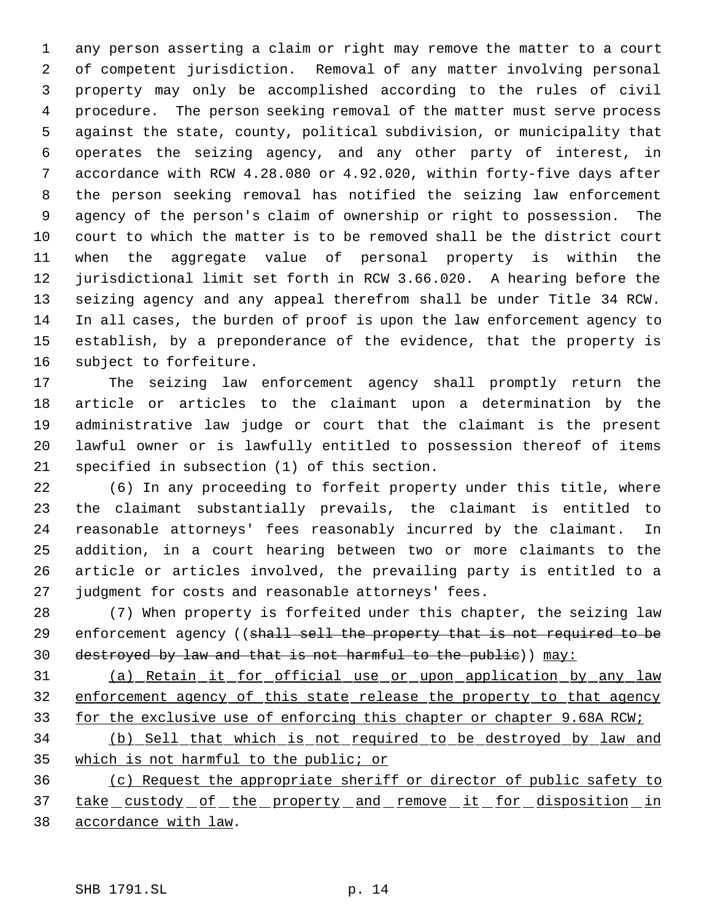any person asserting a claim or right may remove the matter to a court of competent jurisdiction. Removal of any matter involving personal property may only be accomplished according to the rules of civil procedure. The person seeking removal of the matter must serve process against the state, county, political subdivision, or municipality that operates the seizing agency, and any other party of interest, in accordance with RCW 4.28.080 or 4.92.020, within forty-five days after the person seeking removal has notified the seizing law enforcement agency of the person's claim of ownership or right to possession. The court to which the matter is to be removed shall be the district court when the aggregate value of personal property is within the jurisdictional limit set forth in RCW 3.66.020. A hearing before the seizing agency and any appeal therefrom shall be under Title 34 RCW. In all cases, the burden of proof is upon the law enforcement agency to establish, by a preponderance of the evidence, that the property is subject to forfeiture.

The seizing law enforcement agency shall promptly return the article or articles to the claimant upon a determination by the administrative law judge or court that the claimant is the present lawful owner or is lawfully entitled to possession thereof of items specified in subsection (1) of this section.

(6) In any proceeding to forfeit property under this title, where the claimant substantially prevails, the claimant is entitled to reasonable attorneys' fees reasonably incurred by the claimant. In addition, in a court hearing between two or more claimants to the article or articles involved, the prevailing party is entitled to a judgment for costs and reasonable attorneys' fees.

(7) When property is forfeited under this chapter, the seizing law enforcement agency ((~~shall sell the property that is not required to be destroyed by law and that is not harmful to the public~~)) <u>may:</u>

<u>(a) Retain it for official use or upon application by any law enforcement agency of this state release the property to that agency for the exclusive use of enforcing this chapter or chapter 9.68A RCW;</u>

<u>(b) Sell that which is not required to be destroyed by law and which is not harmful to the public; or</u>

<u>(c) Request the appropriate sheriff or director of public safety to take custody of the property and remove it for disposition in accordance with law</u>.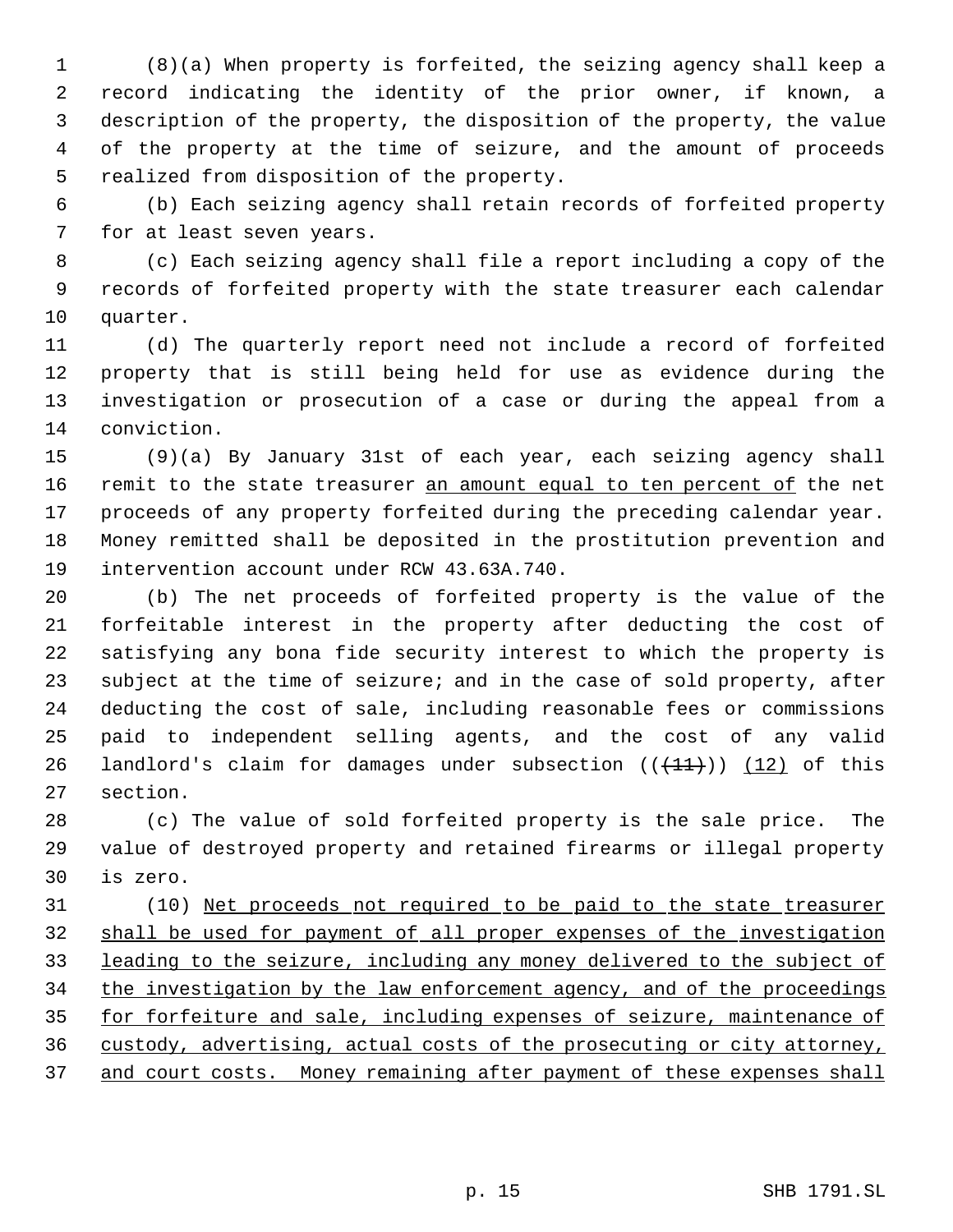(8)(a) When property is forfeited, the seizing agency shall keep a record indicating the identity of the prior owner, if known, a description of the property, the disposition of the property, the value of the property at the time of seizure, and the amount of proceeds realized from disposition of the property.

(b) Each seizing agency shall retain records of forfeited property for at least seven years.

(c) Each seizing agency shall file a report including a copy of the records of forfeited property with the state treasurer each calendar quarter.

(d) The quarterly report need not include a record of forfeited property that is still being held for use as evidence during the investigation or prosecution of a case or during the appeal from a conviction.

(9)(a) By January 31st of each year, each seizing agency shall remit to the state treasurer an amount equal to ten percent of the net proceeds of any property forfeited during the preceding calendar year. Money remitted shall be deposited in the prostitution prevention and intervention account under RCW 43.63A.740.

(b) The net proceeds of forfeited property is the value of the forfeitable interest in the property after deducting the cost of satisfying any bona fide security interest to which the property is subject at the time of seizure; and in the case of sold property, after deducting the cost of sale, including reasonable fees or commissions paid to independent selling agents, and the cost of any valid landlord's claim for damages under subsection ((~~(11)~~)) (12) of this section.

(c) The value of sold forfeited property is the sale price. The value of destroyed property and retained firearms or illegal property is zero.

(10) Net proceeds not required to be paid to the state treasurer shall be used for payment of all proper expenses of the investigation leading to the seizure, including any money delivered to the subject of the investigation by the law enforcement agency, and of the proceedings for forfeiture and sale, including expenses of seizure, maintenance of custody, advertising, actual costs of the prosecuting or city attorney, and court costs. Money remaining after payment of these expenses shall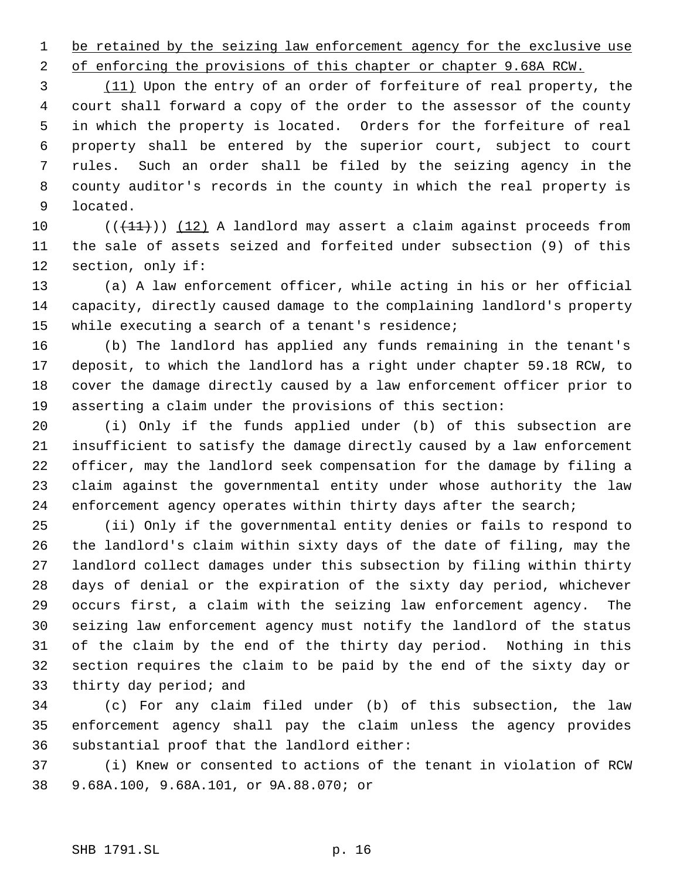be retained by the seizing law enforcement agency for the exclusive use of enforcing the provisions of this chapter or chapter 9.68A RCW.

(11) Upon the entry of an order of forfeiture of real property, the court shall forward a copy of the order to the assessor of the county in which the property is located. Orders for the forfeiture of real property shall be entered by the superior court, subject to court rules. Such an order shall be filed by the seizing agency in the county auditor's records in the county in which the real property is located.

((~~(11)~~)) (12) A landlord may assert a claim against proceeds from the sale of assets seized and forfeited under subsection (9) of this section, only if:

(a) A law enforcement officer, while acting in his or her official capacity, directly caused damage to the complaining landlord's property while executing a search of a tenant's residence;

(b) The landlord has applied any funds remaining in the tenant's deposit, to which the landlord has a right under chapter 59.18 RCW, to cover the damage directly caused by a law enforcement officer prior to asserting a claim under the provisions of this section:

(i) Only if the funds applied under (b) of this subsection are insufficient to satisfy the damage directly caused by a law enforcement officer, may the landlord seek compensation for the damage by filing a claim against the governmental entity under whose authority the law enforcement agency operates within thirty days after the search;

(ii) Only if the governmental entity denies or fails to respond to the landlord's claim within sixty days of the date of filing, may the landlord collect damages under this subsection by filing within thirty days of denial or the expiration of the sixty day period, whichever occurs first, a claim with the seizing law enforcement agency. The seizing law enforcement agency must notify the landlord of the status of the claim by the end of the thirty day period. Nothing in this section requires the claim to be paid by the end of the sixty day or thirty day period; and

(c) For any claim filed under (b) of this subsection, the law enforcement agency shall pay the claim unless the agency provides substantial proof that the landlord either:

(i) Knew or consented to actions of the tenant in violation of RCW 9.68A.100, 9.68A.101, or 9A.88.070; or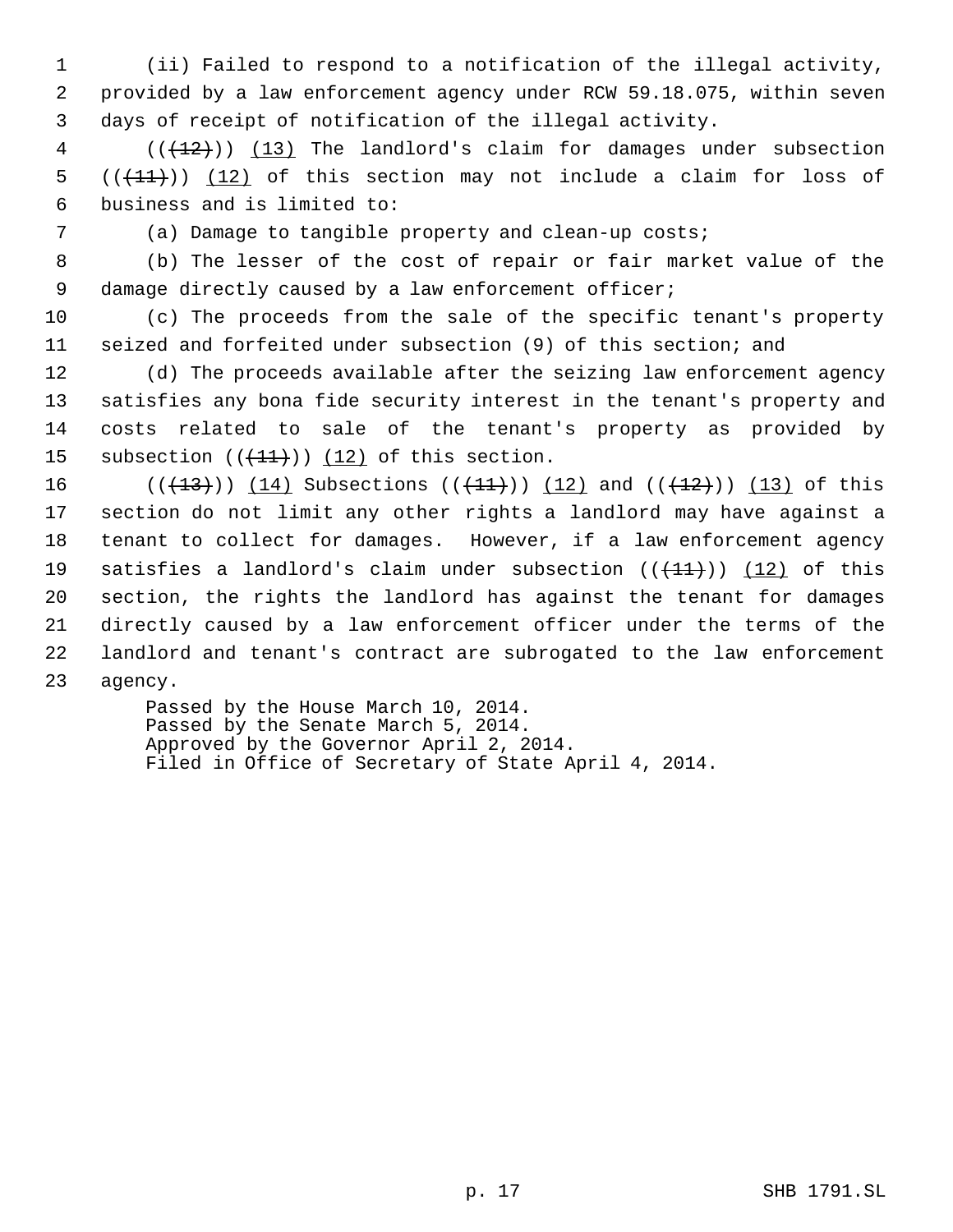(ii) Failed to respond to a notification of the illegal activity, provided by a law enforcement agency under RCW 59.18.075, within seven days of receipt of notification of the illegal activity.

((~~(12)~~)) (13) The landlord's claim for damages under subsection ((~~(11)~~)) (12) of this section may not include a claim for loss of business and is limited to:

(a) Damage to tangible property and clean-up costs;

(b) The lesser of the cost of repair or fair market value of the damage directly caused by a law enforcement officer;

(c) The proceeds from the sale of the specific tenant's property seized and forfeited under subsection (9) of this section; and

(d) The proceeds available after the seizing law enforcement agency satisfies any bona fide security interest in the tenant's property and costs related to sale of the tenant's property as provided by subsection ((~~(11)~~)) (12) of this section.

((~~(13)~~)) (14) Subsections ((~~(11)~~)) (12) and ((~~(12)~~)) (13) of this section do not limit any other rights a landlord may have against a tenant to collect for damages. However, if a law enforcement agency satisfies a landlord's claim under subsection ((~~(11)~~)) (12) of this section, the rights the landlord has against the tenant for damages directly caused by a law enforcement officer under the terms of the landlord and tenant's contract are subrogated to the law enforcement agency.

Passed by the House March 10, 2014.
Passed by the Senate March 5, 2014.
Approved by the Governor April 2, 2014.
Filed in Office of Secretary of State April 4, 2014.